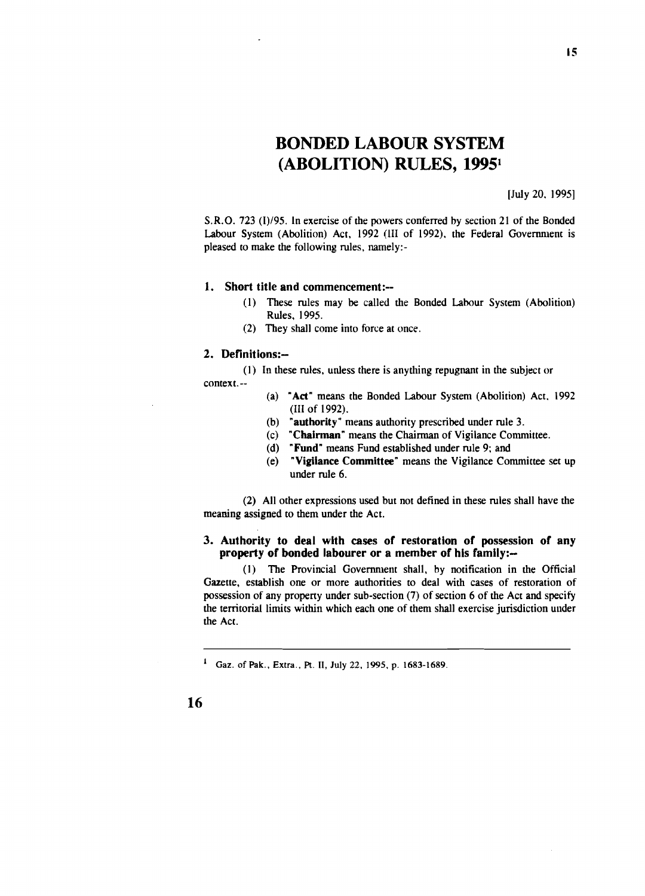# BONDED LABOUR SYSTEM (ABOLITION) RULES, 1995[1]

[July 20, 1995]

S.R.O. 723 (I)/95. In exercise of the powers conferred by section 21 of the Bonded Labour System (Abolition) Act, 1992 (III of 1992), the Federal Government is pleased to make the following rules, namely:-

### 1. Short title and commencement:--

(1) These rules may be called the Bonded Labour System (Abolition) Rules, 1995.

(2) They shall come into force at once.

### 2. Definitions:--

(1) In these rules, unless there is anything repugnant in the subject or context.--

(a) "**Act**" means the Bonded Labour System (Abolition) Act, 1992 (III of 1992).

(b) "**authority**" means authority prescribed under rule 3.

(c) "**Chairman**" means the Chairman of Vigilance Committee.

(d) "**Fund**" means Fund established under rule 9; and

(e) "**Vigilance Committee**" means the Vigilance Committee set up under rule 6.

(2) All other expressions used but not defined in these rules shall have the meaning assigned to them under the Act.

### 3. Authority to deal with cases of restoration of possession of any property of bonded labourer or a member of his family:--

(1) The Provincial Government shall, by notification in the Official Gazette, establish one or more authorities to deal with cases of restoration of possession of any property under sub-section (7) of section 6 of the Act and specify the territorial limits within which each one of them shall exercise jurisdiction under the Act.

---

[1] Gaz. of Pak., Extra., Pt. II, July 22, 1995, p. 1683-1689.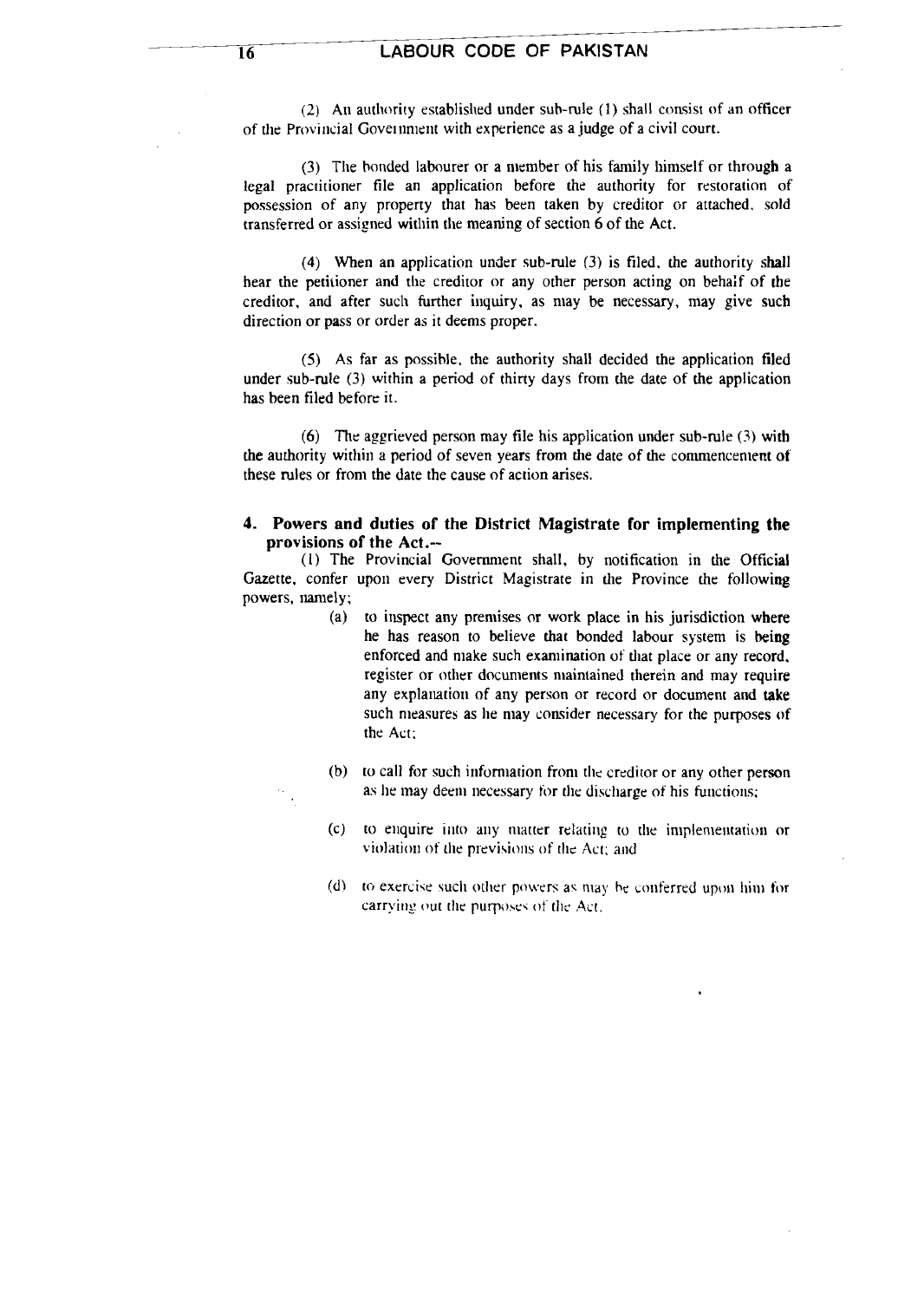(2) An authority established under sub-rule (1) shall consist of an officer of the Provincial Government with experience as a judge of a civil court.

(3) The bonded labourer or a member of his family himself or through a legal practitioner file an application before the authority for restoration of possession of any property that has been taken by creditor or attached, sold transferred or assigned within the meaning of section 6 of the Act.

(4) When an application under sub-rule (3) is filed, the authority shall hear the petitioner and the creditor or any other person acting on behalf of the creditor, and after such further inquiry, as may be necessary, may give such direction or pass or order as it deems proper.

(5) As far as possible, the authority shall decided the application filed under sub-rule (3) within a period of thirty days from the date of the application has been filed before it.

(6) The aggrieved person may file his application under sub-rule (3) with the authority within a period of seven years from the date of the commencement of these rules or from the date the cause of action arises.

**4. Powers and duties of the District Magistrate for implementing the provisions of the Act.--**

(1) The Provincial Government shall, by notification in the Official Gazette, confer upon every District Magistrate in the Province the following powers, namely;

(a) to inspect any premises or work place in his jurisdiction where he has reason to believe that bonded labour system is being enforced and make such examination of that place or any record, register or other documents maintained therein and may require any explanation of any person or record or document and take such measures as he may consider necessary for the purposes of the Act;

(b) to call for such information from the creditor or any other person as he may deem necessary for the discharge of his functions;

(c) to enquire into any matter relating to the implementation or violation of the previsions of the Act; and

(d) to exercise such other powers as may be conferred upon him for carrying out the purposes of the Act.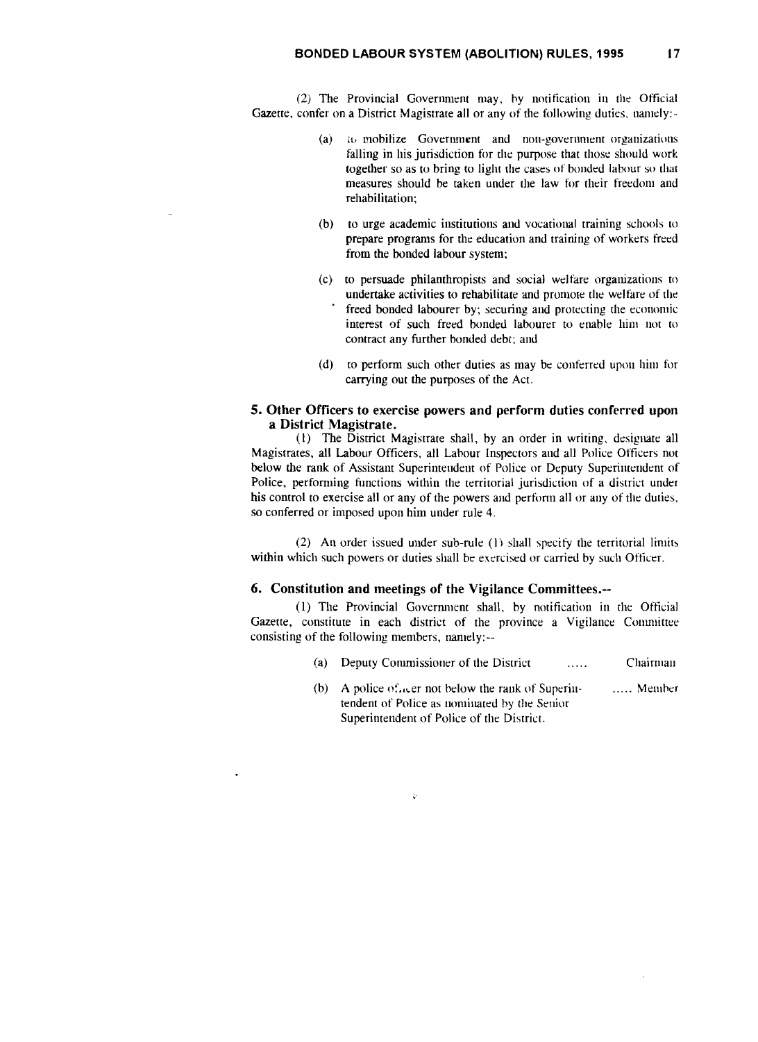(2) The Provincial Government may, by notification in the Official Gazette, confer on a District Magistrate all or any of the following duties, namely:-

(a) to mobilize Government and non-government organizations falling in his jurisdiction for the purpose that those should work together so as to bring to light the cases of bonded labour so that measures should be taken under the law for their freedom and rehabilitation;

(b) to urge academic institutions and vocational training schools to prepare programs for the education and training of workers freed from the bonded labour system;

(c) to persuade philanthropists and social welfare organizations to undertake activities to rehabilitate and promote the welfare of the freed bonded labourer by; securing and protecting the economic interest of such freed bonded labourer to enable him not to contract any further bonded debt; and

(d) to perform such other duties as may be conferred upon him for carrying out the purposes of the Act.

### 5. Other Officers to exercise powers and perform duties conferred upon a District Magistrate.

(1) The District Magistrate shall, by an order in writing, designate all Magistrates, all Labour Officers, all Labour Inspectors and all Police Officers not below the rank of Assistant Superintendent of Police or Deputy Superintendent of Police, performing functions within the territorial jurisdiction of a district under his control to exercise all or any of the powers and perform all or any of the duties, so conferred or imposed upon him under rule 4.

(2) An order issued under sub-rule (1) shall specify the territorial limits within which such powers or duties shall be exercised or carried by such Officer.

### 6. Constitution and meetings of the Vigilance Committees.--

(1) The Provincial Government shall, by notification in the Official Gazette, constitute in each district of the province a Vigilance Committee consisting of the following members, namely:--

(a) Deputy Commissioner of the District ..... Chairman

(b) A police officer not below the rank of Superintendent of Police as nominated by the Senior Superintendent of Police of the District. ..... Member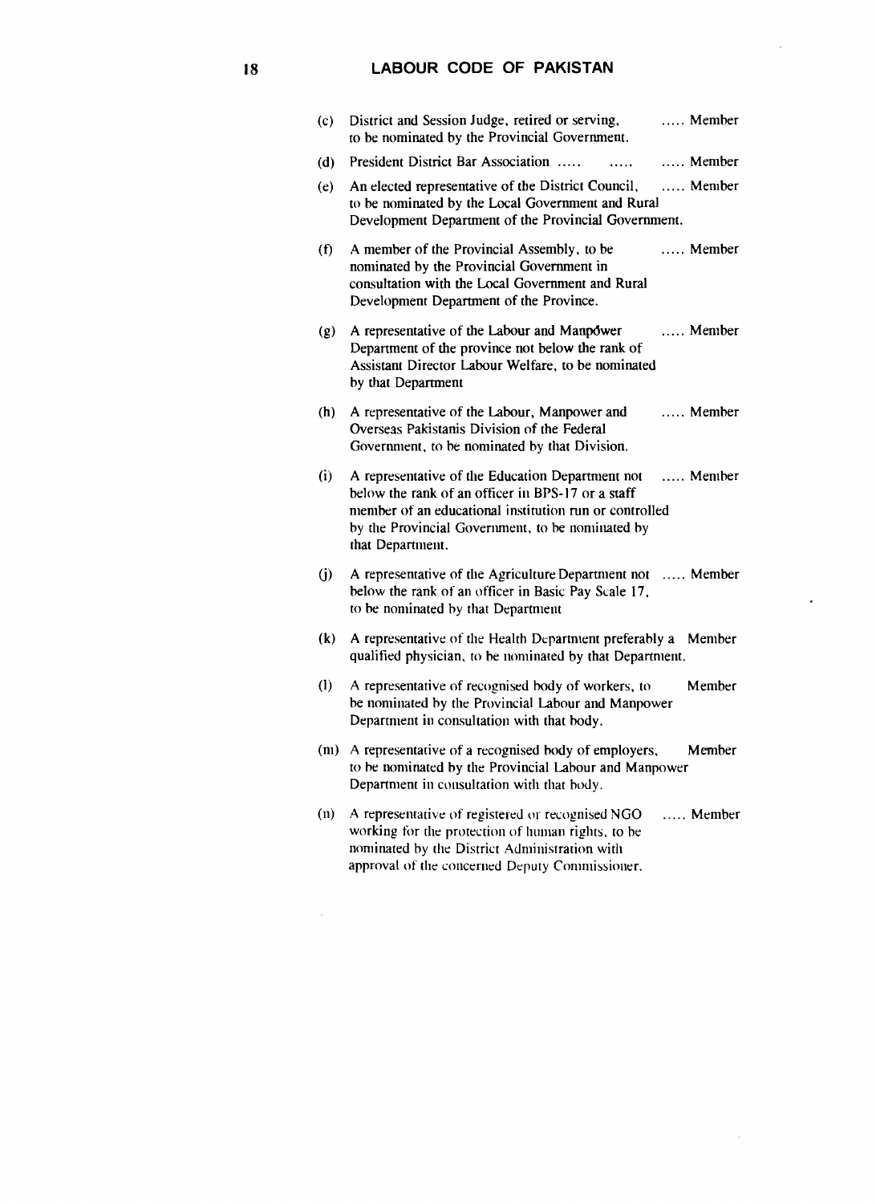(c) District and Session Judge, retired or serving, to be nominated by the Provincial Government. ..... Member

(d) President District Bar Association ..... ..... ..... Member

(e) An elected representative of the District Council, to be nominated by the Local Government and Rural Development Department of the Provincial Government. ..... Member

(f) A member of the Provincial Assembly, to be nominated by the Provincial Government in consultation with the Local Government and Rural Development Department of the Province. ..... Member

(g) A representative of the Labour and Manpower Department of the province not below the rank of Assistant Director Labour Welfare, to be nominated by that Department ..... Member

(h) A representative of the Labour, Manpower and Overseas Pakistanis Division of the Federal Government, to be nominated by that Division. ..... Member

(i) A representative of the Education Department not below the rank of an officer in BPS-17 or a staff member of an educational institution run or controlled by the Provincial Government, to be nominated by that Department. ..... Member

(j) A representative of the Agriculture Department not below the rank of an officer in Basic Pay Scale 17, to be nominated by that Department ..... Member

(k) A representative of the Health Department preferably a qualified physician, to be nominated by that Department. Member

(l) A representative of recognised body of workers, to be nominated by the Provincial Labour and Manpower Department in consultation with that body. Member

(m) A representative of a recognised body of employers, to be nominated by the Provincial Labour and Manpower Department in consultation with that body. Member

(n) A representative of registered or recognised NGO working for the protection of human rights, to be nominated by the District Administration with approval of the concerned Deputy Commissioner. ..... Member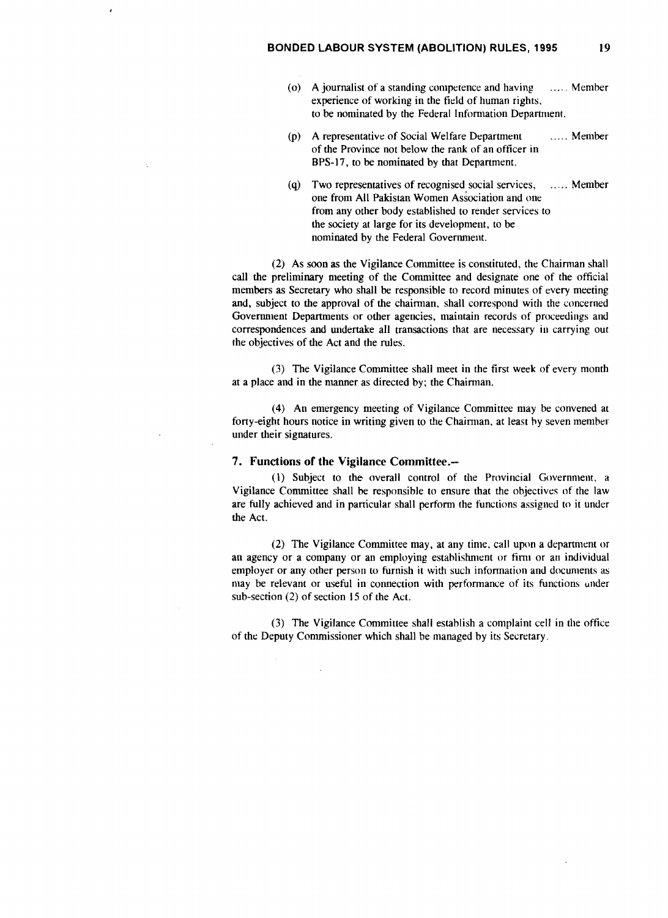(o) A journalist of a standing competence and having experience of working in the field of human rights, to be nominated by the Federal Information Department. ..... Member

(p) A representative of Social Welfare Department of the Province not below the rank of an officer in BPS-17, to be nominated by that Department. ..... Member

(q) Two representatives of recognised social services, one from All Pakistan Women Association and one from any other body established to render services to the society at large for its development, to be nominated by the Federal Government. ..... Member

(2) As soon as the Vigilance Committee is constituted, the Chairman shall call the preliminary meeting of the Committee and designate one of the official members as Secretary who shall be responsible to record minutes of every meeting and, subject to the approval of the chairman, shall correspond with the concerned Government Departments or other agencies, maintain records of proceedings and correspondences and undertake all transactions that are necessary in carrying out the objectives of the Act and the rules.

(3) The Vigilance Committee shall meet in the first week of every month at a place and in the manner as directed by; the Chairman.

(4) An emergency meeting of Vigilance Committee may be convened at forty-eight hours notice in writing given to the Chairman, at least by seven member under their signatures.

### 7. Functions of the Vigilance Committee.--

(1) Subject to the overall control of the Provincial Government, a Vigilance Committee shall be responsible to ensure that the objectives of the law are fully achieved and in particular shall perform the functions assigned to it under the Act.

(2) The Vigilance Committee may, at any time, call upon a department or an agency or a company or an employing establishment or firm or an individual employer or any other person to furnish it with such information and documents as may be relevant or useful in connection with performance of its functions under sub-section (2) of section 15 of the Act.

(3) The Vigilance Committee shall establish a complaint cell in the office of the Deputy Commissioner which shall be managed by its Secretary.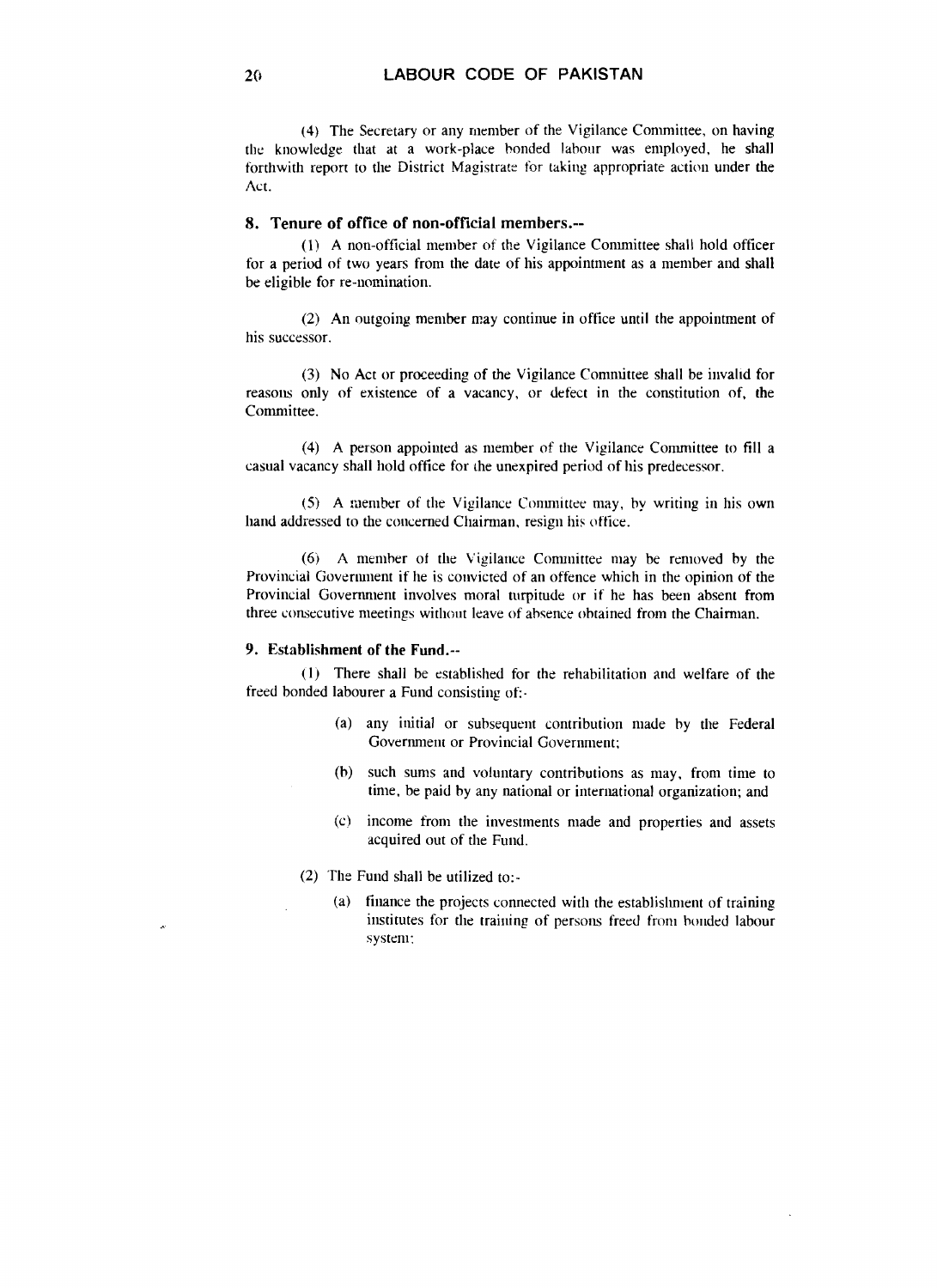(4) The Secretary or any member of the Vigilance Committee, on having the knowledge that at a work-place bonded labour was employed, he shall forthwith report to the District Magistrate for taking appropriate action under the Act.

### 8. Tenure of office of non-official members.--

(1) A non-official member of the Vigilance Committee shall hold officer for a period of two years from the date of his appointment as a member and shall be eligible for re-nomination.

(2) An outgoing member may continue in office until the appointment of his successor.

(3) No Act or proceeding of the Vigilance Committee shall be invalid for reasons only of existence of a vacancy, or defect in the constitution of, the Committee.

(4) A person appointed as member of the Vigilance Committee to fill a casual vacancy shall hold office for the unexpired period of his predecessor.

(5) A member of the Vigilance Committee may, by writing in his own hand addressed to the concerned Chairman, resign his office.

(6) A member of the Vigilance Committee may be removed by the Provincial Government if he is convicted of an offence which in the opinion of the Provincial Government involves moral turpitude or if he has been absent from three consecutive meetings without leave of absence obtained from the Chairman.

### 9. Establishment of the Fund.--

(1) There shall be established for the rehabilitation and welfare of the freed bonded labourer a Fund consisting of:-

> (a) any initial or subsequent contribution made by the Federal Government or Provincial Government;
>
> (b) such sums and voluntary contributions as may, from time to time, be paid by any national or international organization; and
>
> (c) income from the investments made and properties and assets acquired out of the Fund.

(2) The Fund shall be utilized to:-

> (a) finance the projects connected with the establishment of training institutes for the training of persons freed from bonded labour system;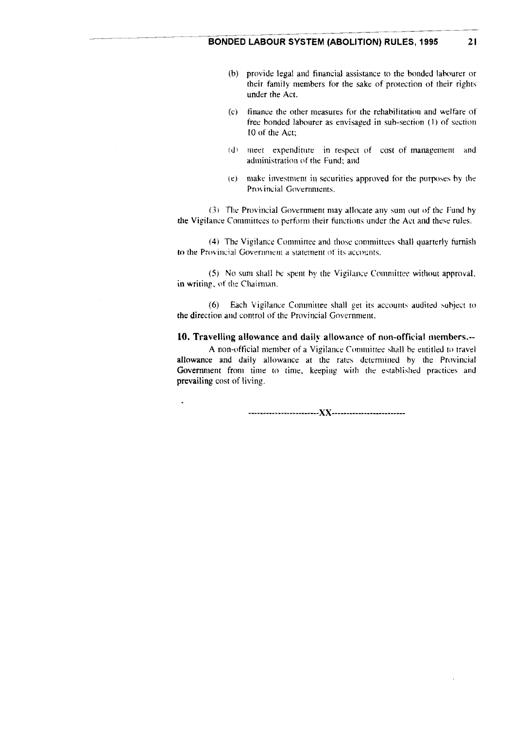(b) provide legal and financial assistance to the bonded labourer or their family members for the sake of protection of their rights under the Act.

(c) finance the other measures for the rehabilitation and welfare of free bonded labourer as envisaged in sub-section (1) of section 10 of the Act;

(d) meet expenditure in respect of cost of management and administration of the Fund; and

(e) make investment in securities approved for the purposes by the Provincial Governments.

(3) The Provincial Government may allocate any sum out of the Fund by the Vigilance Committees to perform their functions under the Act and these rules.

(4) The Vigilance Committee and those committees shall quarterly furnish to the Provincial Government a statement of its accounts.

(5) No sum shall be spent by the Vigilance Committee without approval, in writing, of the Chairman.

(6) Each Vigilance Committee shall get its accounts audited subject to the direction and control of the Provincial Government.

**10. Travelling allowance and daily allowance of non-official members.--**

A non-official member of a Vigilance Committee shall be entitled to travel allowance and daily allowance at the rates determined by the Provincial Government from time to time, keeping with the established practices and prevailing cost of living.

------------------------XX-------------------------